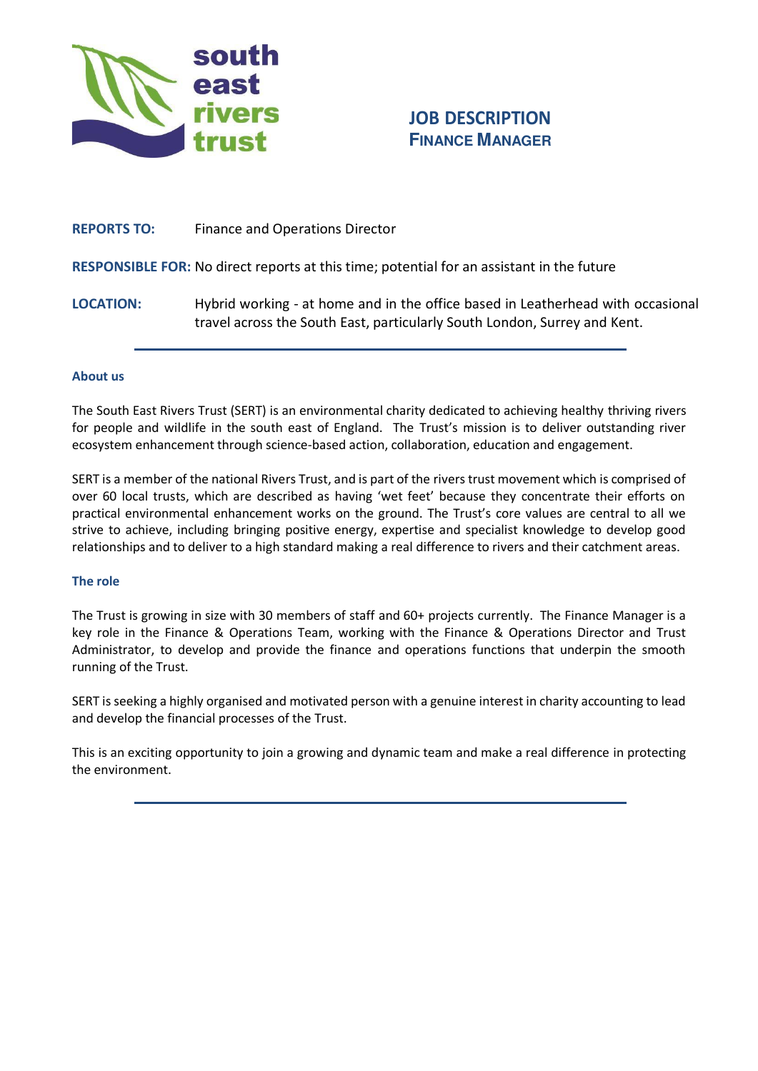south east rivers trust

# JOB DESCRIPTION
## FINANCE MANAGER

**REPORTS TO:** Finance and Operations Director

**RESPONSIBLE FOR:** No direct reports at this time; potential for an assistant in the future

**LOCATION:** Hybrid working - at home and in the office based in Leatherhead with occasional travel across the South East, particularly South London, Surrey and Kent.

---

### About us

The South East Rivers Trust (SERT) is an environmental charity dedicated to achieving healthy thriving rivers for people and wildlife in the south east of England. The Trust's mission is to deliver outstanding river ecosystem enhancement through science-based action, collaboration, education and engagement.

SERT is a member of the national Rivers Trust, and is part of the rivers trust movement which is comprised of over 60 local trusts, which are described as having 'wet feet' because they concentrate their efforts on practical environmental enhancement works on the ground. The Trust's core values are central to all we strive to achieve, including bringing positive energy, expertise and specialist knowledge to develop good relationships and to deliver to a high standard making a real difference to rivers and their catchment areas.

### The role

The Trust is growing in size with 30 members of staff and 60+ projects currently. The Finance Manager is a key role in the Finance & Operations Team, working with the Finance & Operations Director and Trust Administrator, to develop and provide the finance and operations functions that underpin the smooth running of the Trust.

SERT is seeking a highly organised and motivated person with a genuine interest in charity accounting to lead and develop the financial processes of the Trust.

This is an exciting opportunity to join a growing and dynamic team and make a real difference in protecting the environment.

---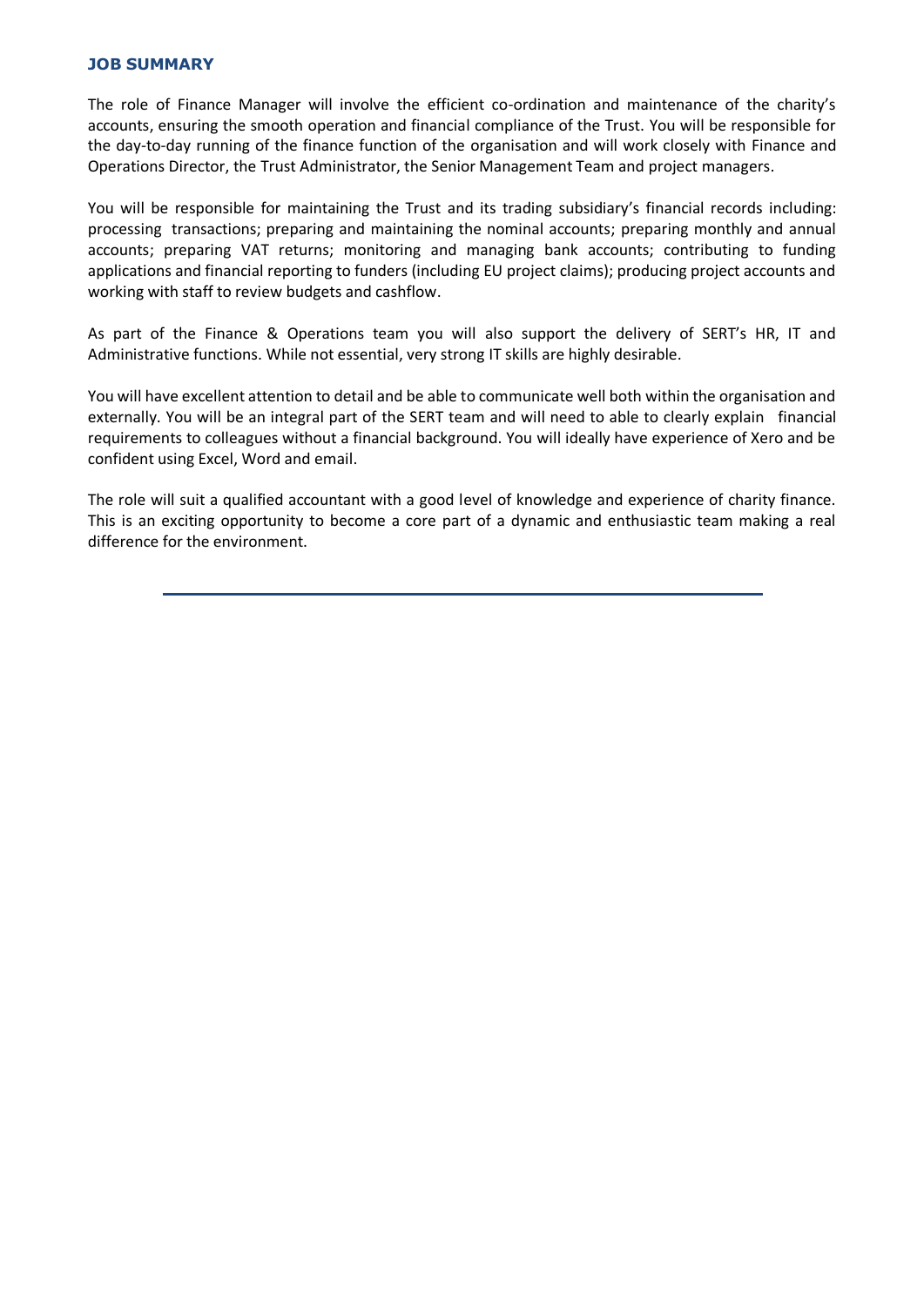## JOB SUMMARY

The role of Finance Manager will involve the efficient co-ordination and maintenance of the charity's accounts, ensuring the smooth operation and financial compliance of the Trust. You will be responsible for the day-to-day running of the finance function of the organisation and will work closely with Finance and Operations Director, the Trust Administrator, the Senior Management Team and project managers.

You will be responsible for maintaining the Trust and its trading subsidiary's financial records including: processing transactions; preparing and maintaining the nominal accounts; preparing monthly and annual accounts; preparing VAT returns; monitoring and managing bank accounts; contributing to funding applications and financial reporting to funders (including EU project claims); producing project accounts and working with staff to review budgets and cashflow.

As part of the Finance & Operations team you will also support the delivery of SERT's HR, IT and Administrative functions. While not essential, very strong IT skills are highly desirable.

You will have excellent attention to detail and be able to communicate well both within the organisation and externally. You will be an integral part of the SERT team and will need to able to clearly explain financial requirements to colleagues without a financial background. You will ideally have experience of Xero and be confident using Excel, Word and email.

The role will suit a qualified accountant with a good level of knowledge and experience of charity finance. This is an exciting opportunity to become a core part of a dynamic and enthusiastic team making a real difference for the environment.

---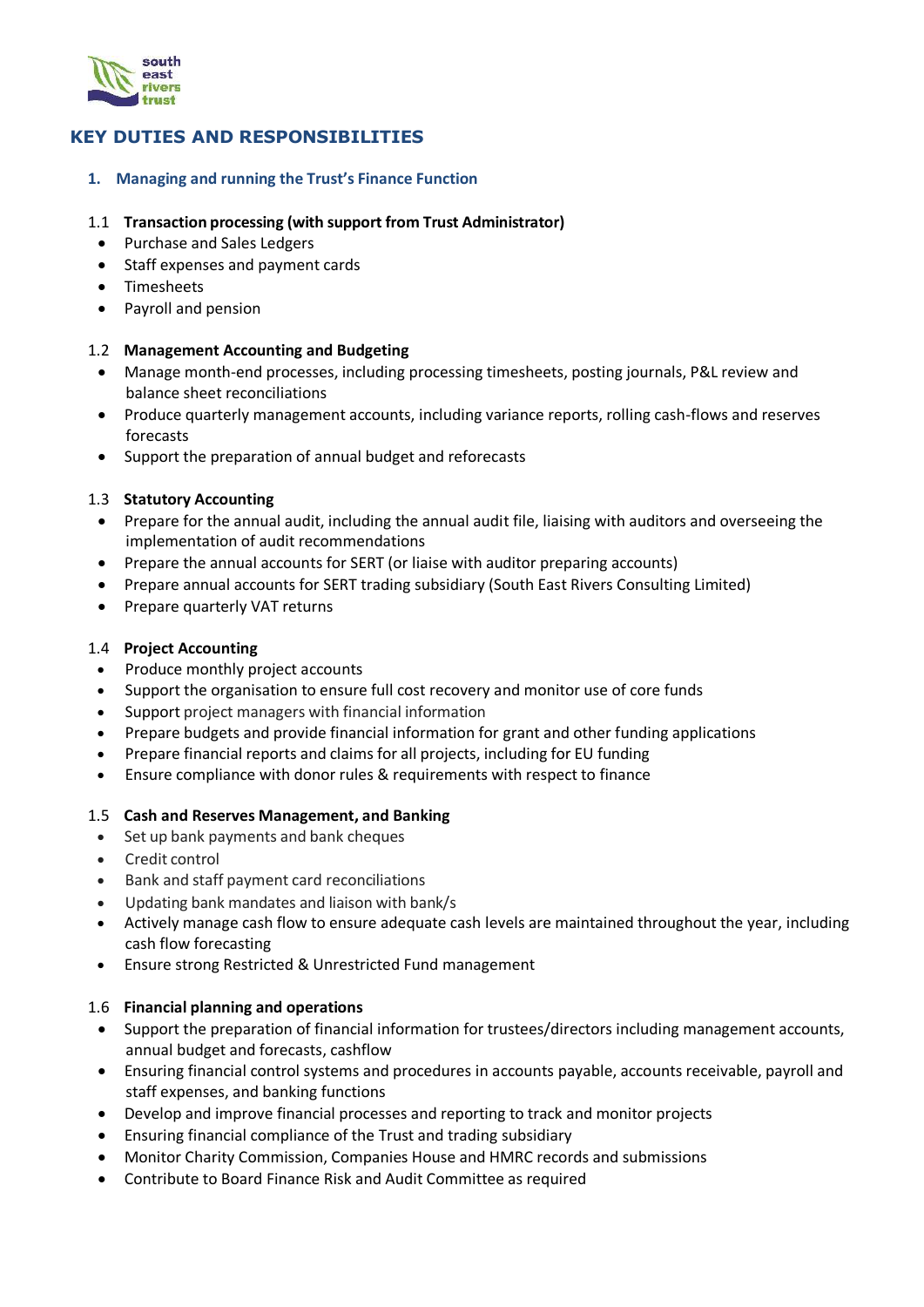## KEY DUTIES AND RESPONSIBILITIES

### 1. Managing and running the Trust's Finance Function

**1.1 Transaction processing (with support from Trust Administrator)**

- Purchase and Sales Ledgers
- Staff expenses and payment cards
- Timesheets
- Payroll and pension

**1.2 Management Accounting and Budgeting**

- Manage month-end processes, including processing timesheets, posting journals, P&L review and balance sheet reconciliations
- Produce quarterly management accounts, including variance reports, rolling cash-flows and reserves forecasts
- Support the preparation of annual budget and reforecasts

**1.3 Statutory Accounting**

- Prepare for the annual audit, including the annual audit file, liaising with auditors and overseeing the implementation of audit recommendations
- Prepare the annual accounts for SERT (or liaise with auditor preparing accounts)
- Prepare annual accounts for SERT trading subsidiary (South East Rivers Consulting Limited)
- Prepare quarterly VAT returns

**1.4 Project Accounting**

- Produce monthly project accounts
- Support the organisation to ensure full cost recovery and monitor use of core funds
- Support project managers with financial information
- Prepare budgets and provide financial information for grant and other funding applications
- Prepare financial reports and claims for all projects, including for EU funding
- Ensure compliance with donor rules & requirements with respect to finance

**1.5 Cash and Reserves Management, and Banking**

- Set up bank payments and bank cheques
- Credit control
- Bank and staff payment card reconciliations
- Updating bank mandates and liaison with bank/s
- Actively manage cash flow to ensure adequate cash levels are maintained throughout the year, including cash flow forecasting
- Ensure strong Restricted & Unrestricted Fund management

**1.6 Financial planning and operations**

- Support the preparation of financial information for trustees/directors including management accounts, annual budget and forecasts, cashflow
- Ensuring financial control systems and procedures in accounts payable, accounts receivable, payroll and staff expenses, and banking functions
- Develop and improve financial processes and reporting to track and monitor projects
- Ensuring financial compliance of the Trust and trading subsidiary
- Monitor Charity Commission, Companies House and HMRC records and submissions
- Contribute to Board Finance Risk and Audit Committee as required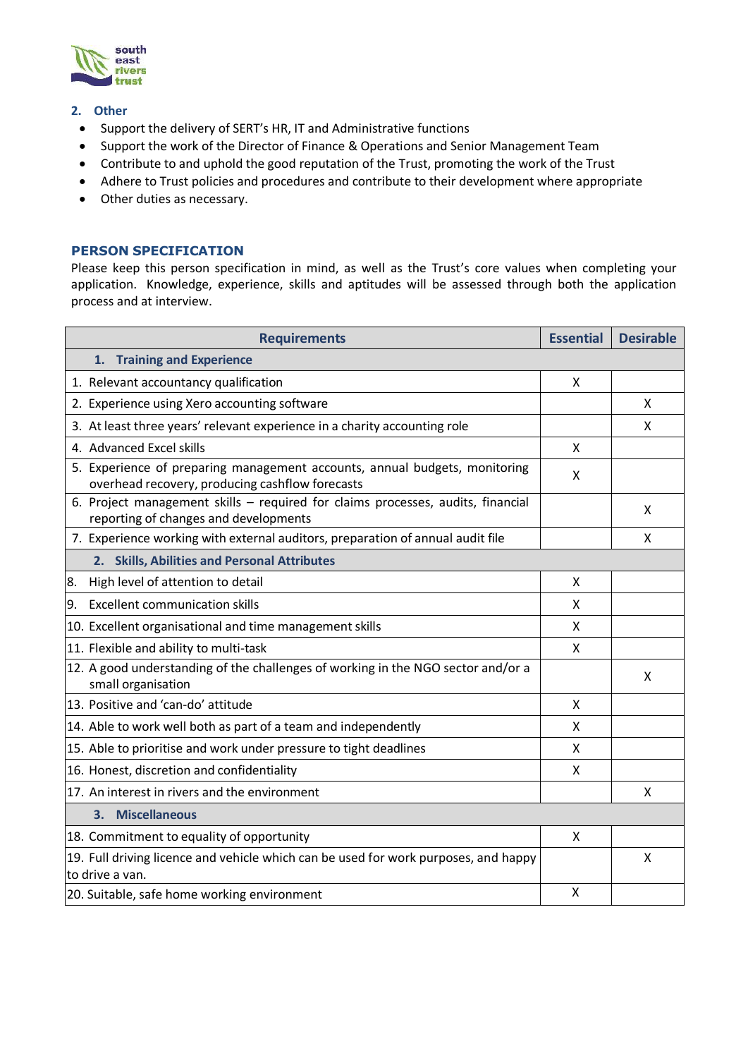## 2. Other

- Support the delivery of SERT's HR, IT and Administrative functions
- Support the work of the Director of Finance & Operations and Senior Management Team
- Contribute to and uphold the good reputation of the Trust, promoting the work of the Trust
- Adhere to Trust policies and procedures and contribute to their development where appropriate
- Other duties as necessary.

## PERSON SPECIFICATION

Please keep this person specification in mind, as well as the Trust's core values when completing your application. Knowledge, experience, skills and aptitudes will be assessed through both the application process and at interview.

| Requirements | Essential | Desirable |
|---|---|---|
| **1. Training and Experience** | | |
| 1. Relevant accountancy qualification | X | |
| 2. Experience using Xero accounting software | | X |
| 3. At least three years' relevant experience in a charity accounting role | | X |
| 4. Advanced Excel skills | X | |
| 5. Experience of preparing management accounts, annual budgets, monitoring overhead recovery, producing cashflow forecasts | X | |
| 6. Project management skills – required for claims processes, audits, financial reporting of changes and developments | | X |
| 7. Experience working with external auditors, preparation of annual audit file | | X |
| **2. Skills, Abilities and Personal Attributes** | | |
| 8. High level of attention to detail | X | |
| 9. Excellent communication skills | X | |
| 10. Excellent organisational and time management skills | X | |
| 11. Flexible and ability to multi-task | X | |
| 12. A good understanding of the challenges of working in the NGO sector and/or a small organisation | | X |
| 13. Positive and 'can-do' attitude | X | |
| 14. Able to work well both as part of a team and independently | X | |
| 15. Able to prioritise and work under pressure to tight deadlines | X | |
| 16. Honest, discretion and confidentiality | X | |
| 17. An interest in rivers and the environment | | X |
| **3. Miscellaneous** | | |
| 18. Commitment to equality of opportunity | X | |
| 19. Full driving licence and vehicle which can be used for work purposes, and happy to drive a van. | | X |
| 20. Suitable, safe home working environment | X | |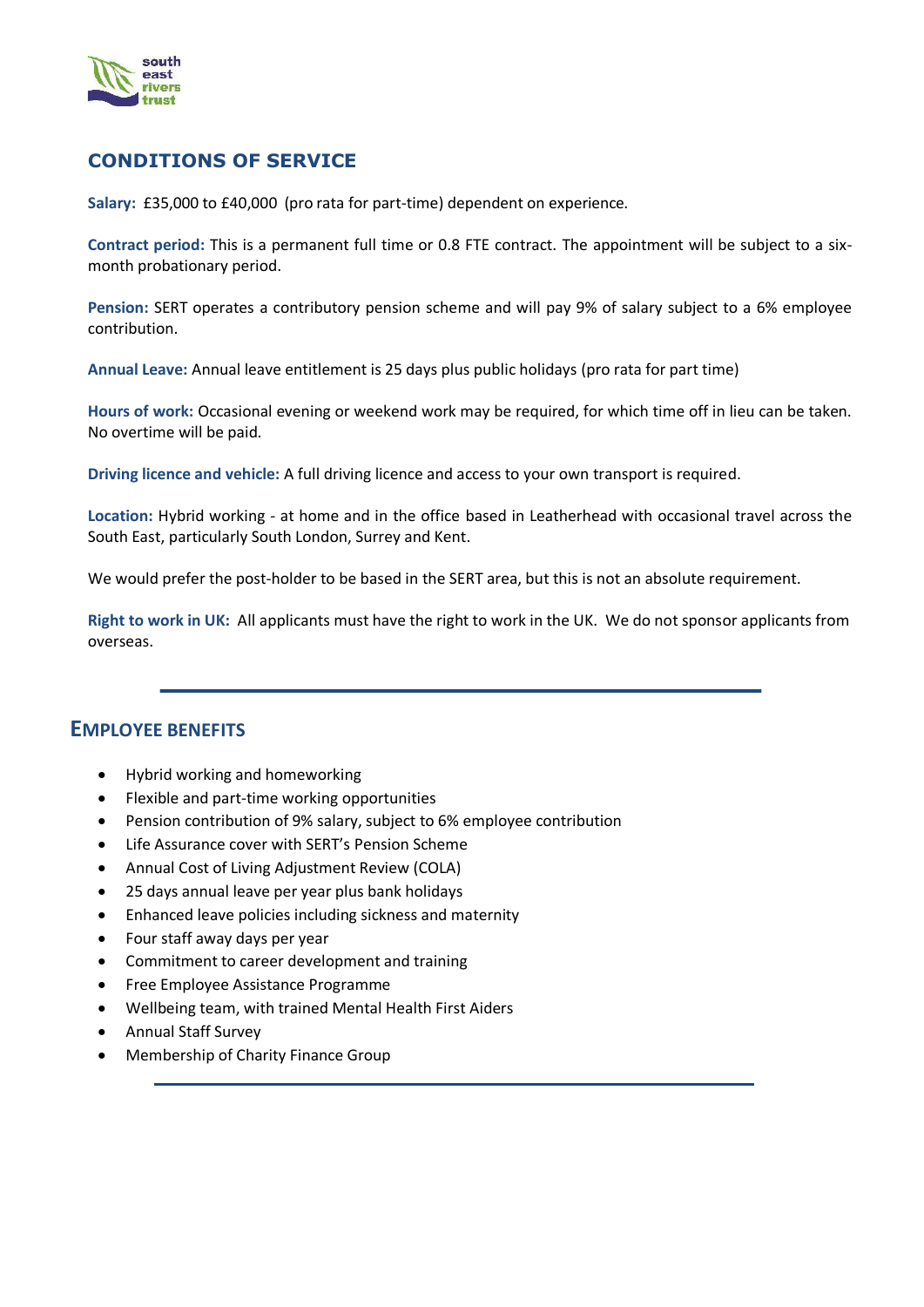## CONDITIONS OF SERVICE

**Salary:** £35,000 to £40,000 (pro rata for part-time) dependent on experience.

**Contract period:** This is a permanent full time or 0.8 FTE contract. The appointment will be subject to a six-month probationary period.

**Pension:** SERT operates a contributory pension scheme and will pay 9% of salary subject to a 6% employee contribution.

**Annual Leave:** Annual leave entitlement is 25 days plus public holidays (pro rata for part time)

**Hours of work:** Occasional evening or weekend work may be required, for which time off in lieu can be taken. No overtime will be paid.

**Driving licence and vehicle:** A full driving licence and access to your own transport is required.

**Location:** Hybrid working - at home and in the office based in Leatherhead with occasional travel across the South East, particularly South London, Surrey and Kent.

We would prefer the post-holder to be based in the SERT area, but this is not an absolute requirement.

**Right to work in UK:** All applicants must have the right to work in the UK. We do not sponsor applicants from overseas.

---

## EMPLOYEE BENEFITS

- Hybrid working and homeworking
- Flexible and part-time working opportunities
- Pension contribution of 9% salary, subject to 6% employee contribution
- Life Assurance cover with SERT's Pension Scheme
- Annual Cost of Living Adjustment Review (COLA)
- 25 days annual leave per year plus bank holidays
- Enhanced leave policies including sickness and maternity
- Four staff away days per year
- Commitment to career development and training
- Free Employee Assistance Programme
- Wellbeing team, with trained Mental Health First Aiders
- Annual Staff Survey
- Membership of Charity Finance Group

---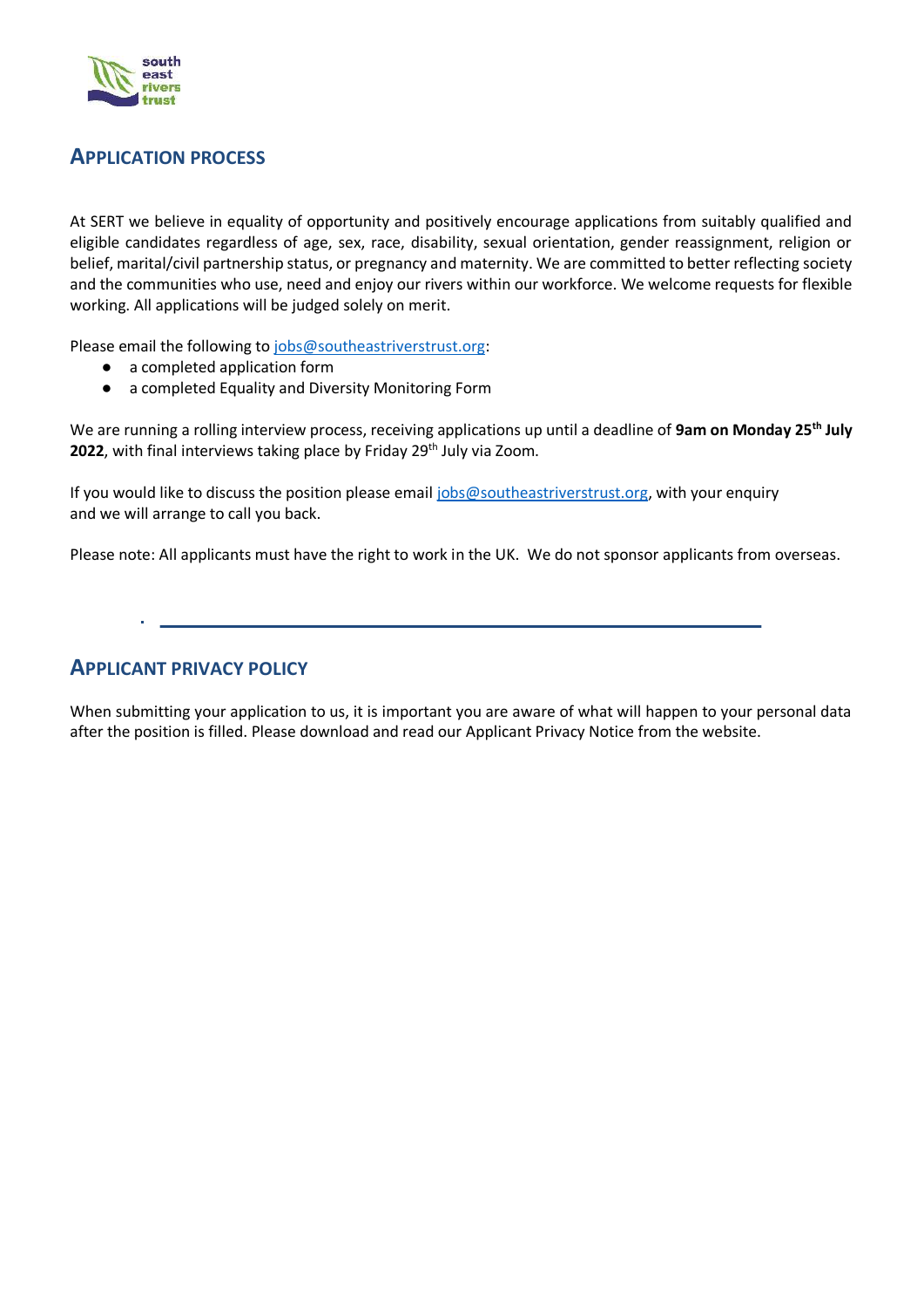## APPLICATION PROCESS

At SERT we believe in equality of opportunity and positively encourage applications from suitably qualified and eligible candidates regardless of age, sex, race, disability, sexual orientation, gender reassignment, religion or belief, marital/civil partnership status, or pregnancy and maternity. We are committed to better reflecting society and the communities who use, need and enjoy our rivers within our workforce. We welcome requests for flexible working. All applications will be judged solely on merit.

Please email the following to jobs@southeastriverstrust.org:

- a completed application form
- a completed Equality and Diversity Monitoring Form

We are running a rolling interview process, receiving applications up until a deadline of **9am on Monday 25th July 2022**, with final interviews taking place by Friday 29th July via Zoom.

If you would like to discuss the position please email jobs@southeastriverstrust.org, with your enquiry and we will arrange to call you back.

Please note: All applicants must have the right to work in the UK. We do not sponsor applicants from overseas.

---

## APPLICANT PRIVACY POLICY

When submitting your application to us, it is important you are aware of what will happen to your personal data after the position is filled. Please download and read our Applicant Privacy Notice from the website.